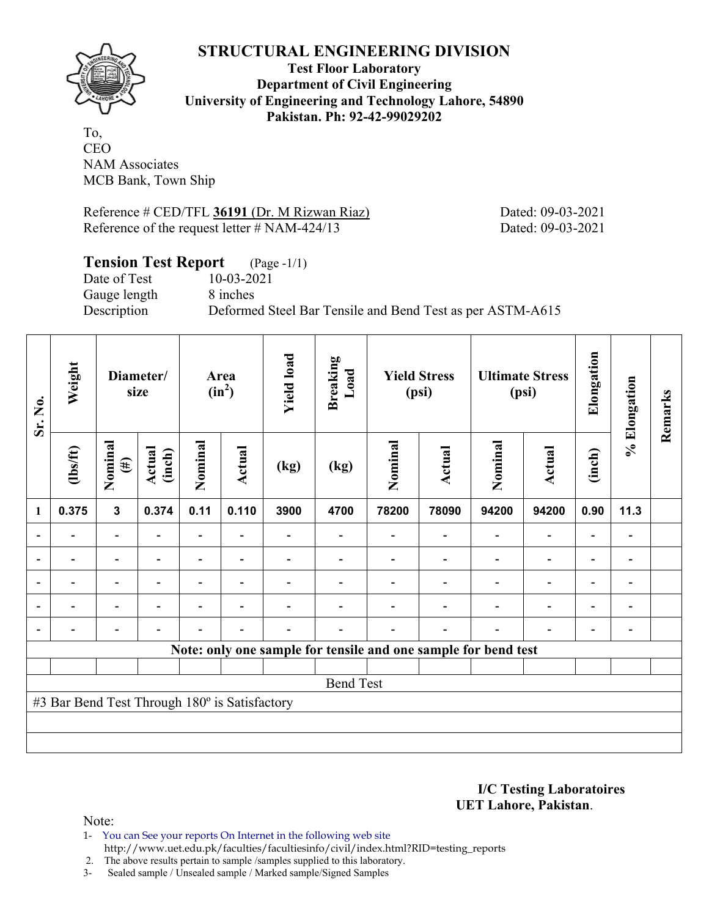## STRUCTURAL ENGINEERING DIVISION

**Test Floor Laboratory**
**Department of Civil Engineering**
**University of Engineering and Technology Lahore, 54890**
**Pakistan. Ph: 92-42-99029202**

To,
CEO
NAM Associates
MCB Bank, Town Ship

Reference # CED/TFL **36191** (Dr. M Rizwan Riaz) Dated: 09-03-2021
Reference of the request letter # NAM-424/13 Dated: 09-03-2021

### Tension Test Report (Page -1/1)

Date of Test 10-03-2021
Gauge length 8 inches
Description Deformed Steel Bar Tensile and Bend Test as per ASTM-A615

| Sr. No. | Weight | Diameter/ size | | Area ($in^2$) | | Yield load | Breaking Load | Yield Stress (psi) | | Ultimate Stress (psi) | | Elongation | % Elongation | Remarks |
|---|---|---|---|---|---|---|---|---|---|---|---|---|---|---|
| | (lbs/ft) | Nominal (#) | Actual (inch) | Nominal | Actual | (kg) | (kg) | Nominal | Actual | Nominal | Actual | (inch) | | |
| 1 | 0.375 | 3 | 0.374 | 0.11 | 0.110 | 3900 | 4700 | 78200 | 78090 | 94200 | 94200 | 0.90 | 11.3 | |
| - | - | - | - | - | - | - | - | - | - | - | - | - | - | |
| - | - | - | - | - | - | - | - | - | - | - | - | - | - | |
| - | - | - | - | - | - | - | - | - | - | - | - | - | - | |
| - | - | - | - | - | - | - | - | - | - | - | - | - | - | |
| - | - | - | - | - | - | - | - | - | - | - | - | - | - | |
| Note: only one sample for tensile and one sample for bend test | | | | | | | | | | | | | | |
| Bend Test | | | | | | | | | | | | | | |
| #3 Bar Bend Test Through 180º is Satisfactory | | | | | | | | | | | | | | |

**I/C Testing Laboratoires**
**UET Lahore, Pakistan**.

Note:
1- You can See your reports On Internet in the following web site
http://www.uet.edu.pk/faculties/facultiesinfo/civil/index.html?RID=testing_reports
2. The above results pertain to sample /samples supplied to this laboratory.
3- Sealed sample / Unsealed sample / Marked sample/Signed Samples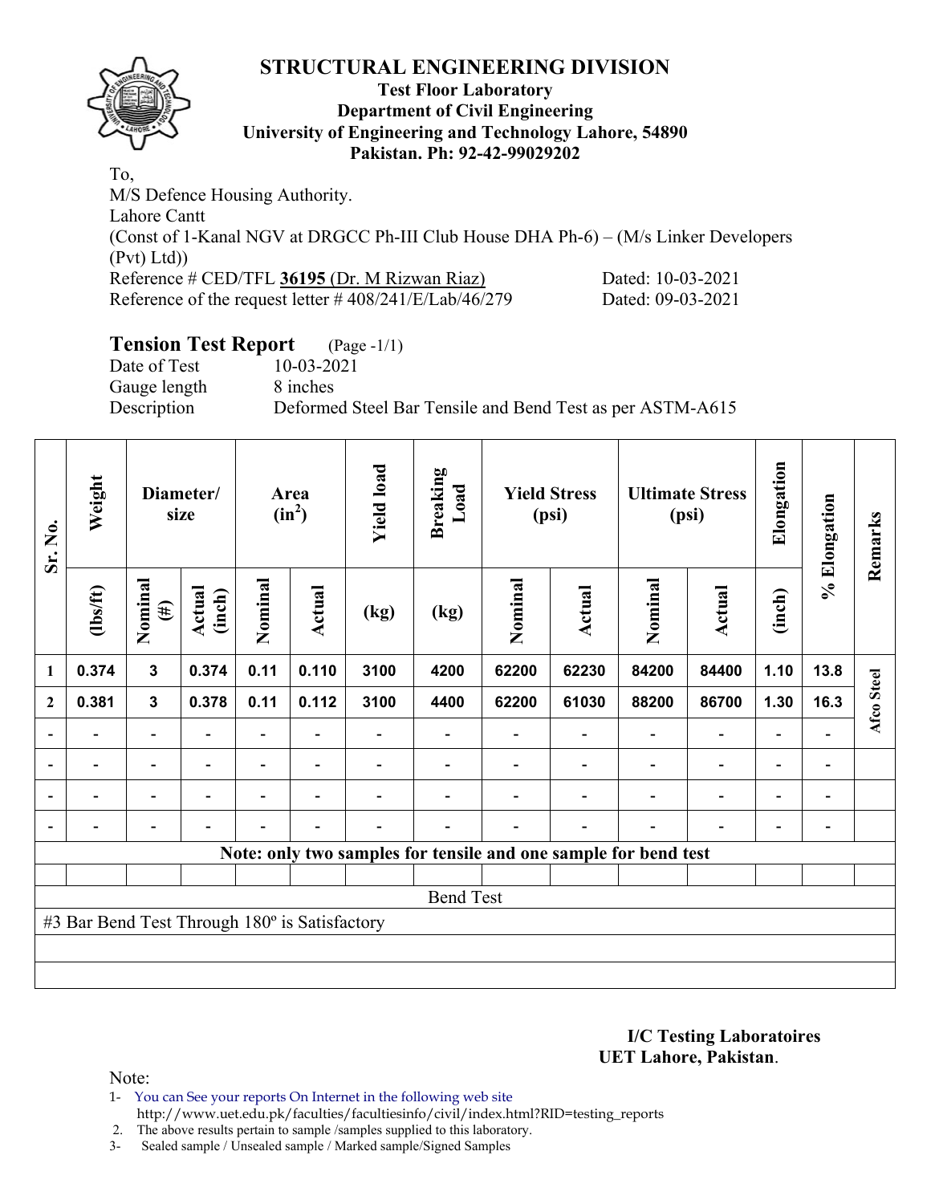# STRUCTURAL ENGINEERING DIVISION

**Test Floor Laboratory**
**Department of Civil Engineering**
**University of Engineering and Technology Lahore, 54890**
**Pakistan. Ph: 92-42-99029202**

To,
M/S Defence Housing Authority.
Lahore Cantt
(Const of 1-Kanal NGV at DRGCC Ph-III Club House DHA Ph-6) – (M/s Linker Developers (Pvt) Ltd))
Reference # CED/TFL **36195** (Dr. M Rizwan Riaz) Dated: 10-03-2021
Reference of the request letter # 408/241/E/Lab/46/279 Dated: 09-03-2021

## Tension Test Report (Page -1/1)

Date of Test 10-03-2021
Gauge length 8 inches
Description Deformed Steel Bar Tensile and Bend Test as per ASTM-A615

| Sr. No. | Weight | Diameter/ size | | Area ($in^2$) | | Yield load | Breaking Load | Yield Stress (psi) | | Ultimate Stress (psi) | | Elongation | % Elongation | Remarks |
|---|---|---|---|---|---|---|---|---|---|---|---|---|---|---|
| | (lbs/ft) | Nominal (#) | Actual (inch) | Nominal | Actual | (kg) | (kg) | Nominal | Actual | Nominal | Actual | (inch) | | |
| 1 | 0.374 | 3 | 0.374 | 0.11 | 0.110 | 3100 | 4200 | 62200 | 62230 | 84200 | 84400 | 1.10 | 13.8 | Afco Steel |
| 2 | 0.381 | 3 | 0.378 | 0.11 | 0.112 | 3100 | 4400 | 62200 | 61030 | 88200 | 86700 | 1.30 | 16.3 | |
| - | - | - | - | - | - | - | - | - | - | - | - | - | - | |
| - | - | - | - | - | - | - | - | - | - | - | - | - | - | |
| - | - | - | - | - | - | - | - | - | - | - | - | - | - | |
| - | - | - | - | - | - | - | - | - | - | - | - | - | - | |
| Note: only two samples for tensile and one sample for bend test | | | | | | | | | | | | | | |
| Bend Test | | | | | | | | | | | | | | |
| #3 Bar Bend Test Through 180º is Satisfactory | | | | | | | | | | | | | | |

**I/C Testing Laboratoires**
**UET Lahore, Pakistan**.

Note:
1- You can See your reports On Internet in the following web site
http://www.uet.edu.pk/faculties/facultiesinfo/civil/index.html?RID=testing_reports
2. The above results pertain to sample /samples supplied to this laboratory.
3- Sealed sample / Unsealed sample / Marked sample/Signed Samples